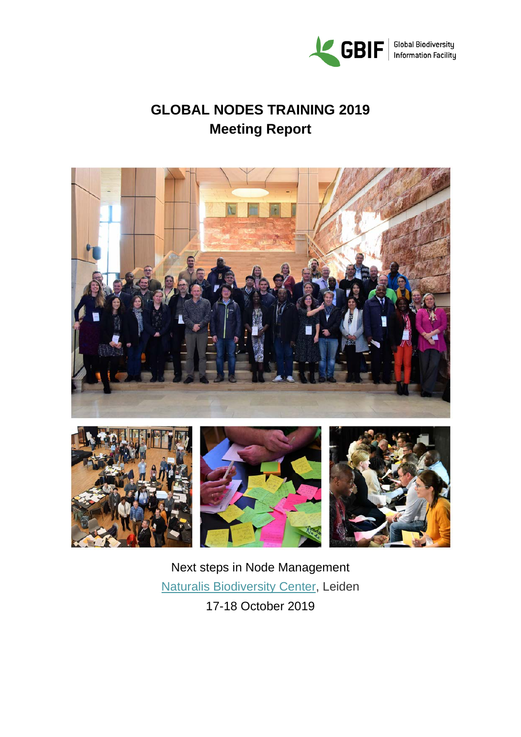GBIF Global Biodiversity Information Facility

# GLOBAL NODES TRAINING 2019
## Meeting Report

Next steps in Node Management

Naturalis Biodiversity Center, Leiden

17-18 October 2019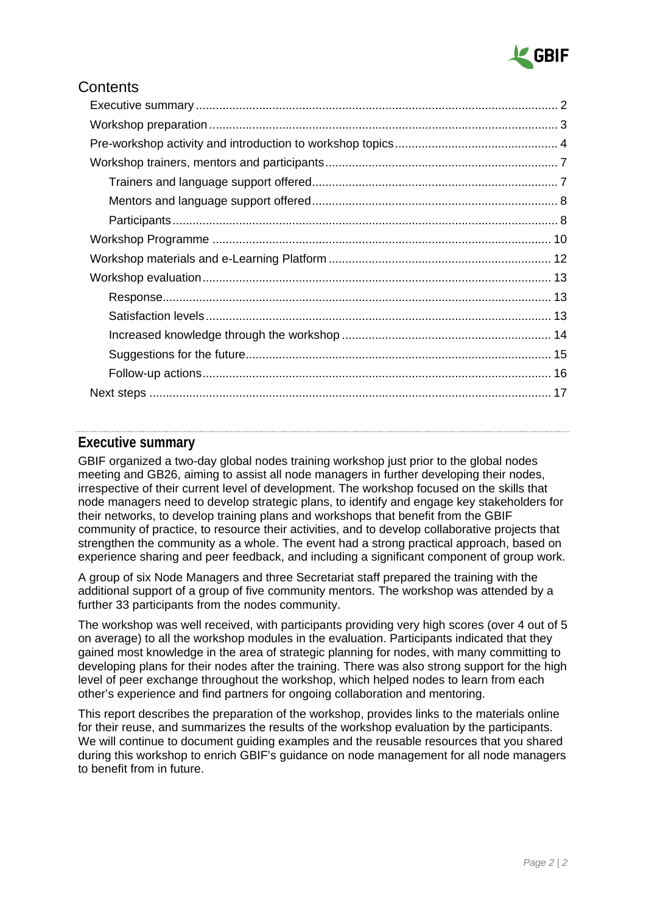# Contents

- Executive summary ... 2
- Workshop preparation ... 3
- Pre-workshop activity and introduction to workshop topics ... 4
- Workshop trainers, mentors and participants ... 7
  - Trainers and language support offered ... 7
  - Mentors and language support offered ... 8
  - Participants ... 8
- Workshop Programme ... 10
- Workshop materials and e-Learning Platform ... 12
- Workshop evaluation ... 13
  - Response ... 13
  - Satisfaction levels ... 13
  - Increased knowledge through the workshop ... 14
  - Suggestions for the future ... 15
  - Follow-up actions ... 16
- Next steps ... 17

## Executive summary

GBIF organized a two-day global nodes training workshop just prior to the global nodes meeting and GB26, aiming to assist all node managers in further developing their nodes, irrespective of their current level of development. The workshop focused on the skills that node managers need to develop strategic plans, to identify and engage key stakeholders for their networks, to develop training plans and workshops that benefit from the GBIF community of practice, to resource their activities, and to develop collaborative projects that strengthen the community as a whole. The event had a strong practical approach, based on experience sharing and peer feedback, and including a significant component of group work.

A group of six Node Managers and three Secretariat staff prepared the training with the additional support of a group of five community mentors. The workshop was attended by a further 33 participants from the nodes community.

The workshop was well received, with participants providing very high scores (over 4 out of 5 on average) to all the workshop modules in the evaluation. Participants indicated that they gained most knowledge in the area of strategic planning for nodes, with many committing to developing plans for their nodes after the training. There was also strong support for the high level of peer exchange throughout the workshop, which helped nodes to learn from each other's experience and find partners for ongoing collaboration and mentoring.

This report describes the preparation of the workshop, provides links to the materials online for their reuse, and summarizes the results of the workshop evaluation by the participants. We will continue to document guiding examples and the reusable resources that you shared during this workshop to enrich GBIF's guidance on node management for all node managers to benefit from in future.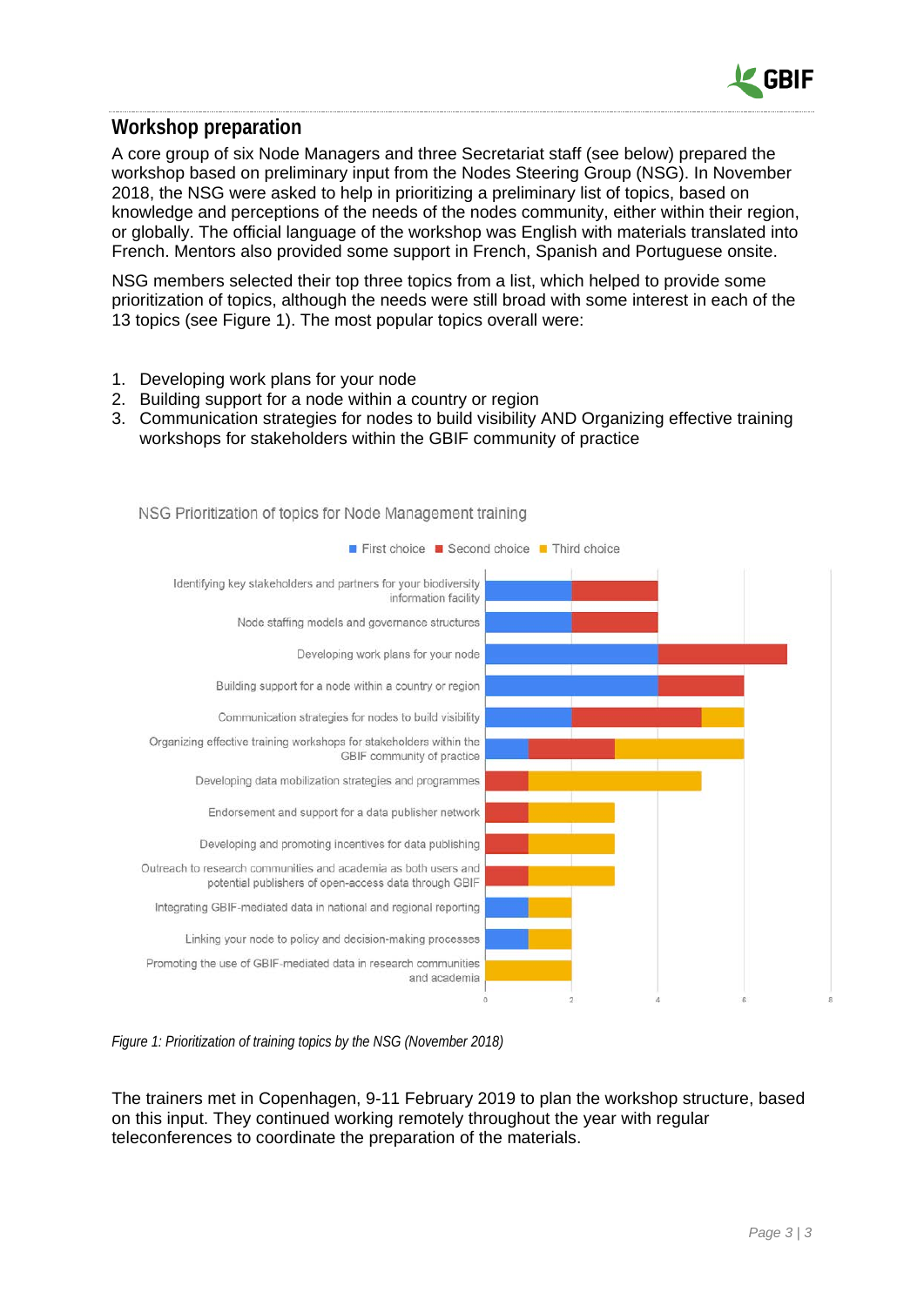## Workshop preparation

A core group of six Node Managers and three Secretariat staff (see below) prepared the workshop based on preliminary input from the Nodes Steering Group (NSG). In November 2018, the NSG were asked to help in prioritizing a preliminary list of topics, based on knowledge and perceptions of the needs of the nodes community, either within their region, or globally. The official language of the workshop was English with materials translated into French. Mentors also provided some support in French, Spanish and Portuguese onsite.

NSG members selected their top three topics from a list, which helped to provide some prioritization of topics, although the needs were still broad with some interest in each of the 13 topics (see Figure 1). The most popular topics overall were:

1. Developing work plans for your node
2. Building support for a node within a country or region
3. Communication strategies for nodes to build visibility AND Organizing effective training workshops for stakeholders within the GBIF community of practice

NSG Prioritization of topics for Node Management training

| Topic | First choice | Second choice | Third choice |
|---|---|---|---|
| Identifying key stakeholders and partners for your biodiversity information facility | 2 | 2 | 0 |
| Node staffing models and governance structures | 2 | 2 | 0 |
| Developing work plans for your node | 4 | 3 | 0 |
| Building support for a node within a country or region | 4 | 2 | 0 |
| Communication strategies for nodes to build visibility | 2 | 3 | 1 |
| Organizing effective training workshops for stakeholders within the GBIF community of practice | 1 | 2 | 3 |
| Developing data mobilization strategies and programmes | 0 | 1 | 4 |
| Endorsement and support for a data publisher network | 0 | 1 | 2 |
| Developing and promoting incentives for data publishing | 0 | 1 | 2 |
| Outreach to research communities and academia as both users and potential publishers of open-access data through GBIF | 0 | 1 | 2 |
| Integrating GBIF-mediated data in national and regional reporting | 1 | 0 | 1 |
| Linking your node to policy and decision-making processes | 1 | 0 | 1 |
| Promoting the use of GBIF-mediated data in research communities and academia | 0 | 0 | 2 |

*Figure 1: Prioritization of training topics by the NSG (November 2018)*

The trainers met in Copenhagen, 9-11 February 2019 to plan the workshop structure, based on this input. They continued working remotely throughout the year with regular teleconferences to coordinate the preparation of the materials.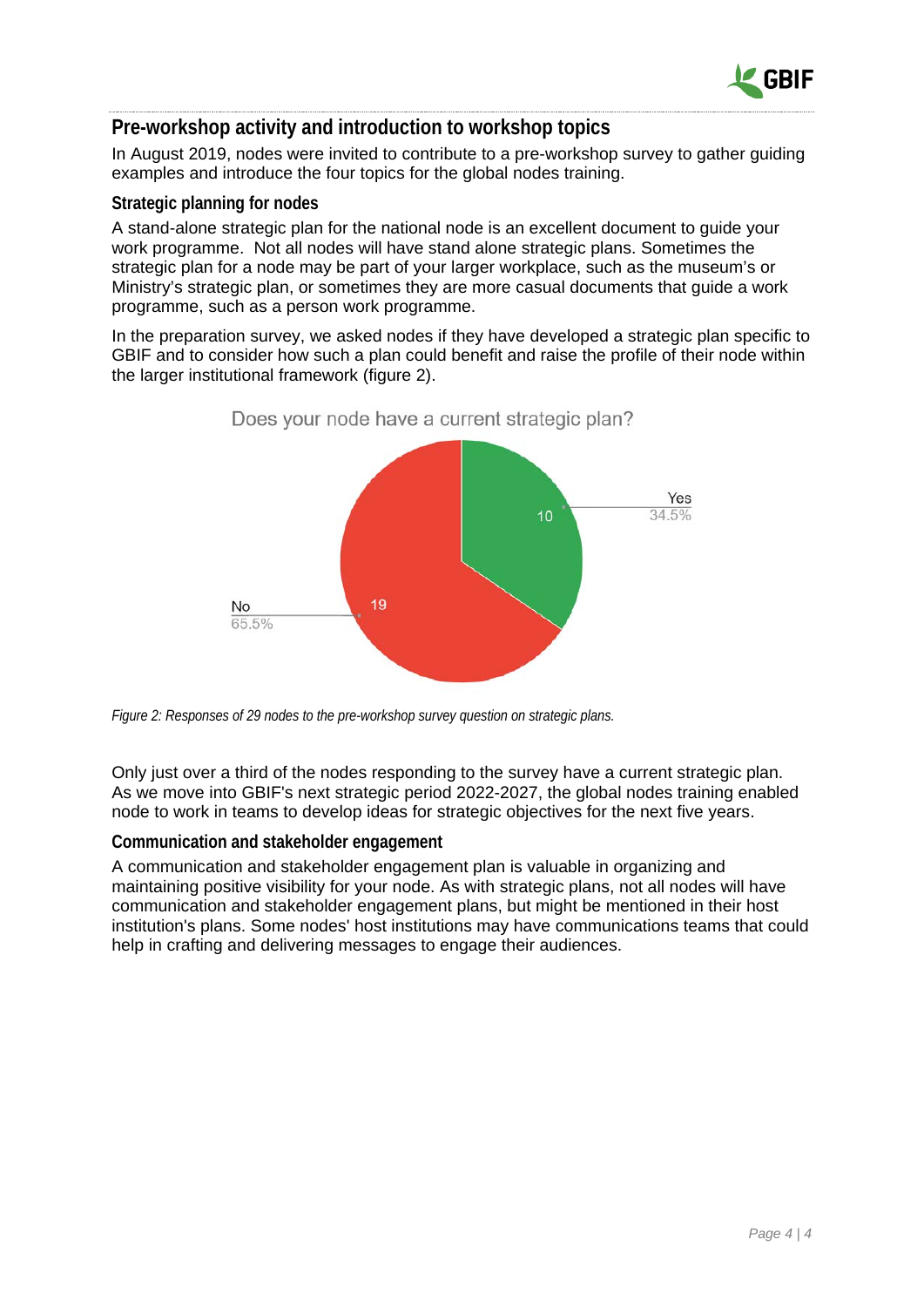## Pre-workshop activity and introduction to workshop topics

In August 2019, nodes were invited to contribute to a pre-workshop survey to gather guiding examples and introduce the four topics for the global nodes training.

### Strategic planning for nodes

A stand-alone strategic plan for the national node is an excellent document to guide your work programme. Not all nodes will have stand alone strategic plans. Sometimes the strategic plan for a node may be part of your larger workplace, such as the museum's or Ministry's strategic plan, or sometimes they are more casual documents that guide a work programme, such as a person work programme.

In the preparation survey, we asked nodes if they have developed a strategic plan specific to GBIF and to consider how such a plan could benefit and raise the profile of their node within the larger institutional framework (figure 2).

Does your node have a current strategic plan?

Yes: 10 (34.5%)
No: 19 (65.5%)

*Figure 2: Responses of 29 nodes to the pre-workshop survey question on strategic plans.*

Only just over a third of the nodes responding to the survey have a current strategic plan. As we move into GBIF's next strategic period 2022-2027, the global nodes training enabled node to work in teams to develop ideas for strategic objectives for the next five years.

### Communication and stakeholder engagement

A communication and stakeholder engagement plan is valuable in organizing and maintaining positive visibility for your node. As with strategic plans, not all nodes will have communication and stakeholder engagement plans, but might be mentioned in their host institution's plans. Some nodes' host institutions may have communications teams that could help in crafting and delivering messages to engage their audiences.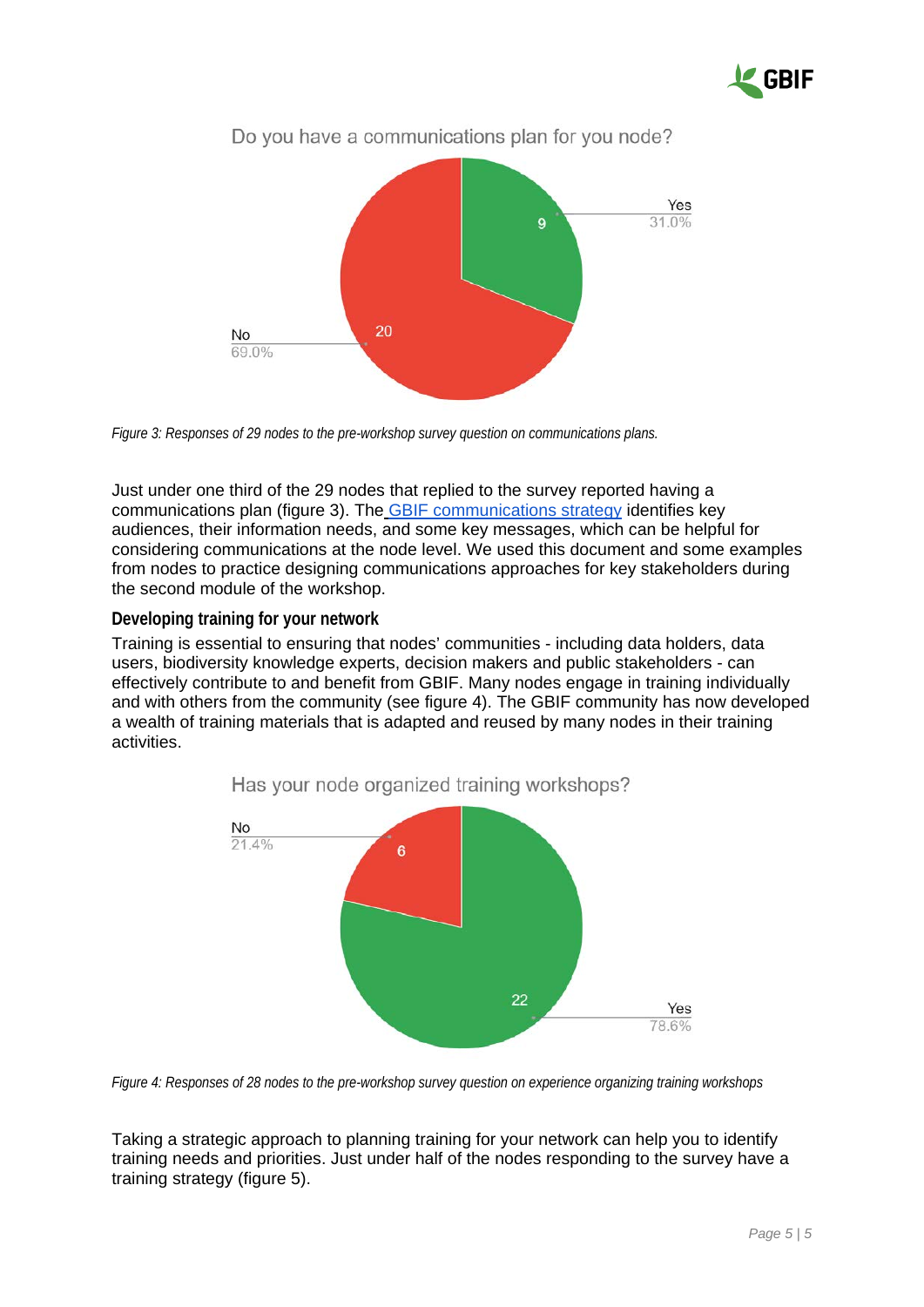Do you have a communications plan for you node?

Yes 9 (31.0%)

No 20 (69.0%)

*Figure 3: Responses of 29 nodes to the pre-workshop survey question on communications plans.*

Just under one third of the 29 nodes that replied to the survey reported having a communications plan (figure 3). The GBIF communications strategy identifies key audiences, their information needs, and some key messages, which can be helpful for considering communications at the node level. We used this document and some examples from nodes to practice designing communications approaches for key stakeholders during the second module of the workshop.

**Developing training for your network**

Training is essential to ensuring that nodes' communities - including data holders, data users, biodiversity knowledge experts, decision makers and public stakeholders - can effectively contribute to and benefit from GBIF. Many nodes engage in training individually and with others from the community (see figure 4). The GBIF community has now developed a wealth of training materials that is adapted and reused by many nodes in their training activities.

Has your node organized training workshops?

No 6 (21.4%)

Yes 22 (78.6%)

*Figure 4: Responses of 28 nodes to the pre-workshop survey question on experience organizing training workshops*

Taking a strategic approach to planning training for your network can help you to identify training needs and priorities. Just under half of the nodes responding to the survey have a training strategy (figure 5).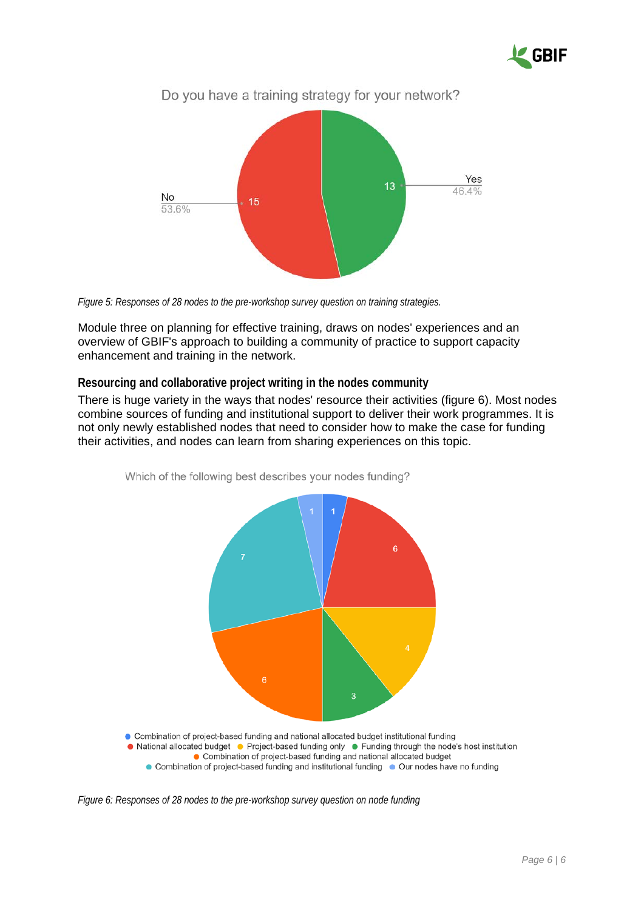Do you have a training strategy for your network?

Yes 13 (46.4%)
No 15 (53.6%)

*Figure 5: Responses of 28 nodes to the pre-workshop survey question on training strategies.*

Module three on planning for effective training, draws on nodes' experiences and an overview of GBIF's approach to building a community of practice to support capacity enhancement and training in the network.

**Resourcing and collaborative project writing in the nodes community**

There is huge variety in the ways that nodes' resource their activities (figure 6). Most nodes combine sources of funding and institutional support to deliver their work programmes. It is not only newly established nodes that need to consider how to make the case for funding their activities, and nodes can learn from sharing experiences on this topic.

Which of the following best describes your nodes funding?

- Combination of project-based funding and national allocated budget institutional funding: 1
- National allocated budget: 6
- Project-based funding only: 4
- Funding through the node's host institution: 3
- Combination of project-based funding and national allocated budget: 6
- Combination of project-based funding and institutional funding: 7
- Our nodes have no funding: 1

*Figure 6: Responses of 28 nodes to the pre-workshop survey question on node funding*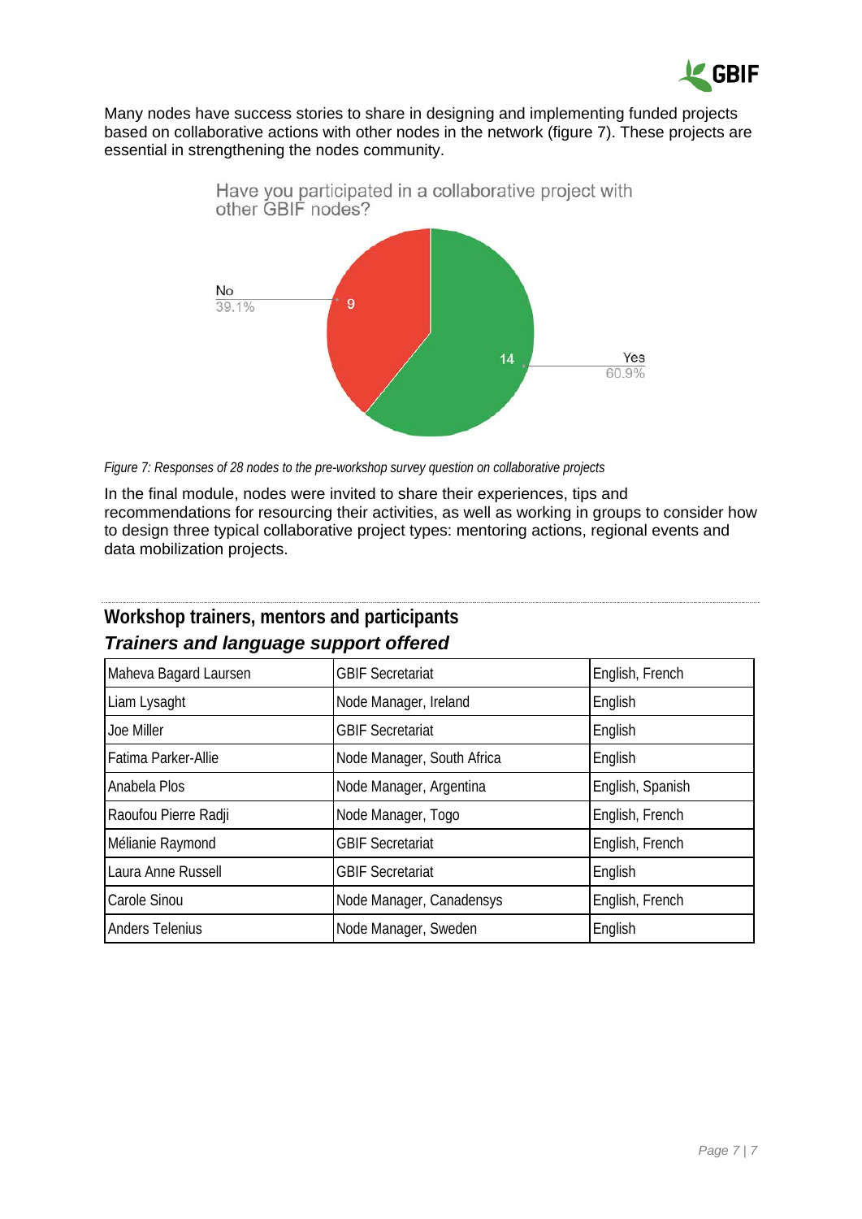Many nodes have success stories to share in designing and implementing funded projects based on collaborative actions with other nodes in the network (figure 7). These projects are essential in strengthening the nodes community.

Have you participated in a collaborative project with other GBIF nodes?

No 39.1% — 9

Yes 60.9% — 14

*Figure 7: Responses of 28 nodes to the pre-workshop survey question on collaborative projects*

In the final module, nodes were invited to share their experiences, tips and recommendations for resourcing their activities, as well as working in groups to consider how to design three typical collaborative project types: mentoring actions, regional events and data mobilization projects.

## Workshop trainers, mentors and participants

### *Trainers and language support offered*

| | | |
|---|---|---|
| Maheva Bagard Laursen | GBIF Secretariat | English, French |
| Liam Lysaght | Node Manager, Ireland | English |
| Joe Miller | GBIF Secretariat | English |
| Fatima Parker-Allie | Node Manager, South Africa | English |
| Anabela Plos | Node Manager, Argentina | English, Spanish |
| Raoufou Pierre Radji | Node Manager, Togo | English, French |
| Mélianie Raymond | GBIF Secretariat | English, French |
| Laura Anne Russell | GBIF Secretariat | English |
| Carole Sinou | Node Manager, Canadensys | English, French |
| Anders Telenius | Node Manager, Sweden | English |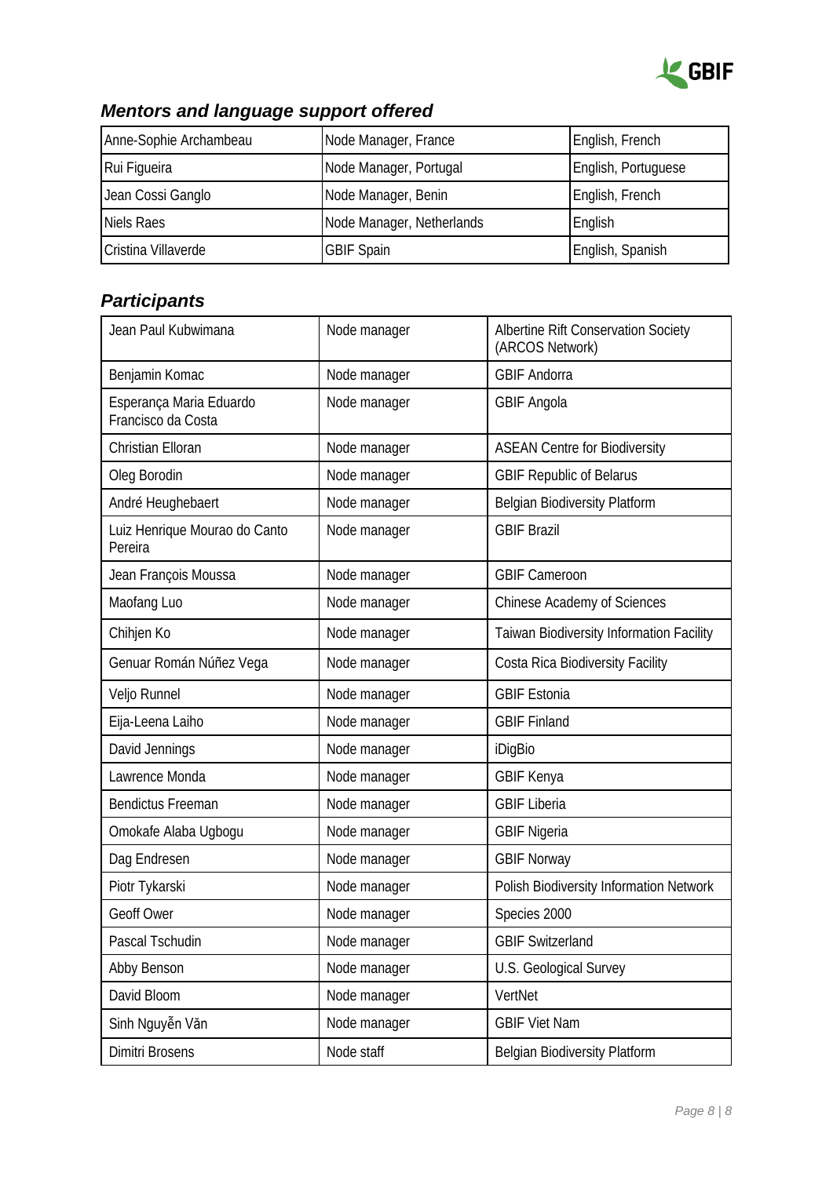### *Mentors and language support offered*

| Anne-Sophie Archambeau | Node Manager, France | English, French |
|---|---|---|
| Rui Figueira | Node Manager, Portugal | English, Portuguese |
| Jean Cossi Ganglo | Node Manager, Benin | English, French |
| Niels Raes | Node Manager, Netherlands | English |
| Cristina Villaverde | GBIF Spain | English, Spanish |

### *Participants*

| Jean Paul Kubwimana | Node manager | Albertine Rift Conservation Society (ARCOS Network) |
|---|---|---|
| Benjamin Komac | Node manager | GBIF Andorra |
| Esperança Maria Eduardo Francisco da Costa | Node manager | GBIF Angola |
| Christian Elloran | Node manager | ASEAN Centre for Biodiversity |
| Oleg Borodin | Node manager | GBIF Republic of Belarus |
| André Heughebaert | Node manager | Belgian Biodiversity Platform |
| Luiz Henrique Mourao do Canto Pereira | Node manager | GBIF Brazil |
| Jean François Moussa | Node manager | GBIF Cameroon |
| Maofang Luo | Node manager | Chinese Academy of Sciences |
| Chihjen Ko | Node manager | Taiwan Biodiversity Information Facility |
| Genuar Román Núñez Vega | Node manager | Costa Rica Biodiversity Facility |
| Veljo Runnel | Node manager | GBIF Estonia |
| Eija-Leena Laiho | Node manager | GBIF Finland |
| David Jennings | Node manager | iDigBio |
| Lawrence Monda | Node manager | GBIF Kenya |
| Bendictus Freeman | Node manager | GBIF Liberia |
| Omokafe Alaba Ugbogu | Node manager | GBIF Nigeria |
| Dag Endresen | Node manager | GBIF Norway |
| Piotr Tykarski | Node manager | Polish Biodiversity Information Network |
| Geoff Ower | Node manager | Species 2000 |
| Pascal Tschudin | Node manager | GBIF Switzerland |
| Abby Benson | Node manager | U.S. Geological Survey |
| David Bloom | Node manager | VertNet |
| Sinh Nguyễn Văn | Node manager | GBIF Viet Nam |
| Dimitri Brosens | Node staff | Belgian Biodiversity Platform |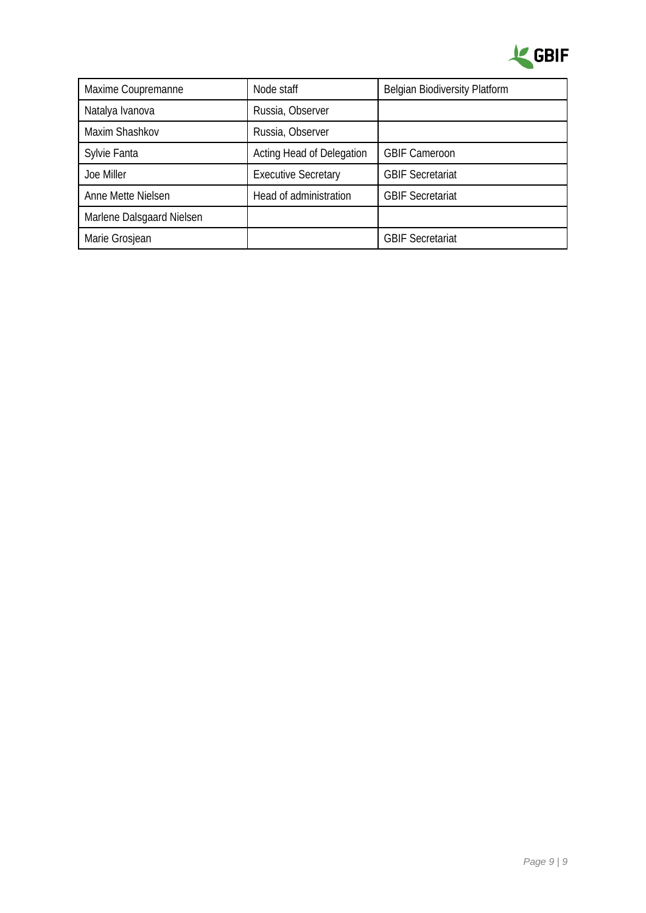| | | |
|---|---|---|
| Maxime Coupremanne | Node staff | Belgian Biodiversity Platform |
| Natalya Ivanova | Russia, Observer | |
| Maxim Shashkov | Russia, Observer | |
| Sylvie Fanta | Acting Head of Delegation | GBIF Cameroon |
| Joe Miller | Executive Secretary | GBIF Secretariat |
| Anne Mette Nielsen | Head of administration | GBIF Secretariat |
| Marlene Dalsgaard Nielsen | | |
| Marie Grosjean | | GBIF Secretariat |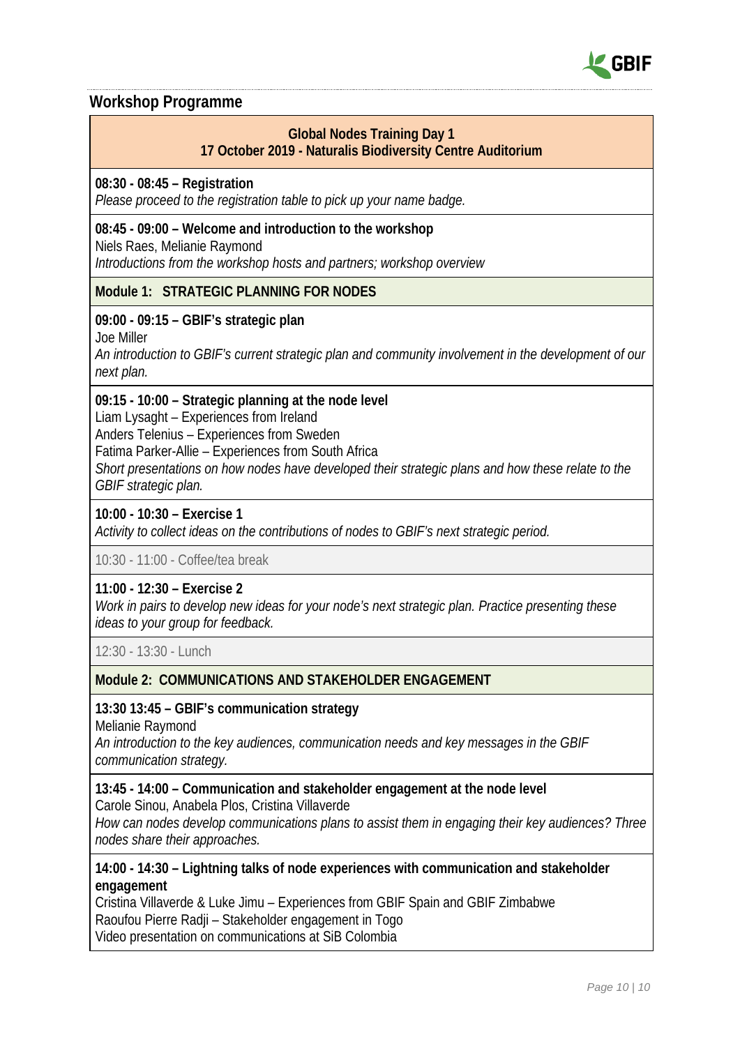## Workshop Programme

**Global Nodes Training Day 1**
**17 October 2019 - Naturalis Biodiversity Centre Auditorium**

**08:30 - 08:45 – Registration**
*Please proceed to the registration table to pick up your name badge.*

**08:45 - 09:00 – Welcome and introduction to the workshop**
Niels Raes, Melianie Raymond
*Introductions from the workshop hosts and partners; workshop overview*

**Module 1: STRATEGIC PLANNING FOR NODES**

**09:00 - 09:15 – GBIF's strategic plan**
Joe Miller
*An introduction to GBIF's current strategic plan and community involvement in the development of our next plan.*

**09:15 - 10:00 – Strategic planning at the node level**
Liam Lysaght – Experiences from Ireland
Anders Telenius – Experiences from Sweden
Fatima Parker-Allie – Experiences from South Africa
*Short presentations on how nodes have developed their strategic plans and how these relate to the GBIF strategic plan.*

**10:00 - 10:30 – Exercise 1**
*Activity to collect ideas on the contributions of nodes to GBIF's next strategic period.*

10:30 - 11:00 - Coffee/tea break

**11:00 - 12:30 – Exercise 2**
*Work in pairs to develop new ideas for your node's next strategic plan. Practice presenting these ideas to your group for feedback.*

12:30 - 13:30 - Lunch

**Module 2: COMMUNICATIONS AND STAKEHOLDER ENGAGEMENT**

**13:30 13:45 – GBIF's communication strategy**
Melianie Raymond
*An introduction to the key audiences, communication needs and key messages in the GBIF communication strategy.*

**13:45 - 14:00 – Communication and stakeholder engagement at the node level**
Carole Sinou, Anabela Plos, Cristina Villaverde
*How can nodes develop communications plans to assist them in engaging their key audiences? Three nodes share their approaches.*

**14:00 - 14:30 – Lightning talks of node experiences with communication and stakeholder engagement**
Cristina Villaverde & Luke Jimu – Experiences from GBIF Spain and GBIF Zimbabwe
Raoufou Pierre Radji – Stakeholder engagement in Togo
Video presentation on communications at SiB Colombia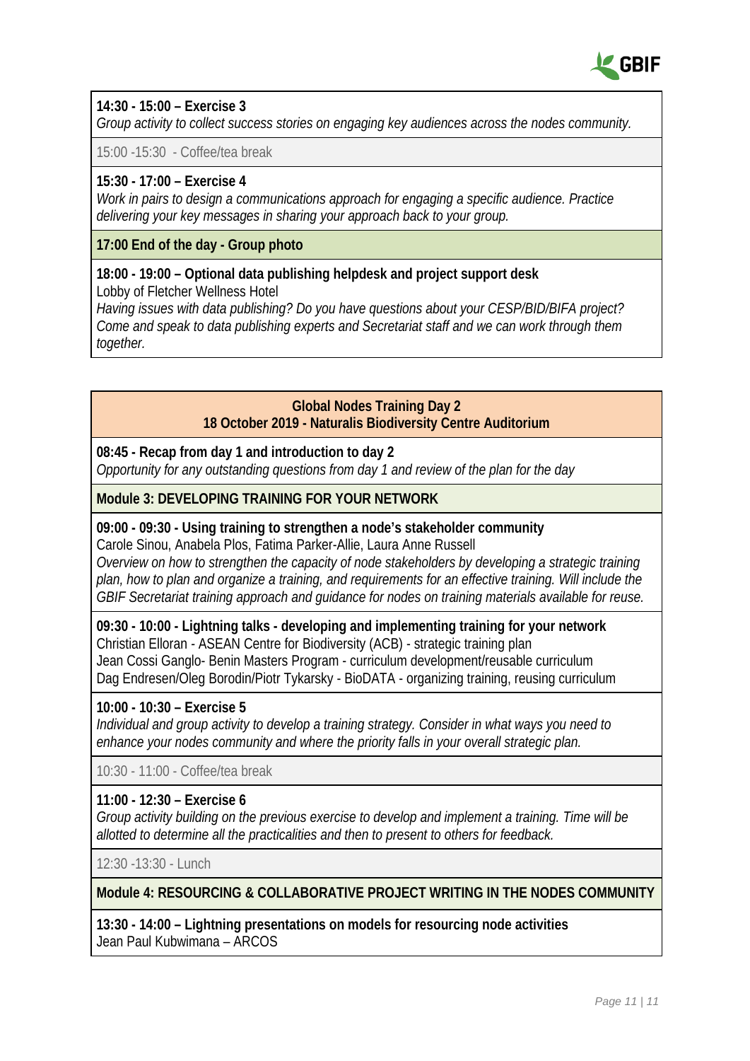**14:30 - 15:00 – Exercise 3**
*Group activity to collect success stories on engaging key audiences across the nodes community.*

15:00 -15:30 - Coffee/tea break

**15:30 - 17:00 – Exercise 4**
*Work in pairs to design a communications approach for engaging a specific audience. Practice delivering your key messages in sharing your approach back to your group.*

**17:00 End of the day - Group photo**

**18:00 - 19:00 – Optional data publishing helpdesk and project support desk**
Lobby of Fletcher Wellness Hotel
*Having issues with data publishing? Do you have questions about your CESP/BID/BIFA project? Come and speak to data publishing experts and Secretariat staff and we can work through them together.*

## Global Nodes Training Day 2
## 18 October 2019 - Naturalis Biodiversity Centre Auditorium

**08:45 - Recap from day 1 and introduction to day 2**
*Opportunity for any outstanding questions from day 1 and review of the plan for the day*

### Module 3: DEVELOPING TRAINING FOR YOUR NETWORK

**09:00 - 09:30 - Using training to strengthen a node's stakeholder community**
Carole Sinou, Anabela Plos, Fatima Parker-Allie, Laura Anne Russell
*Overview on how to strengthen the capacity of node stakeholders by developing a strategic training plan, how to plan and organize a training, and requirements for an effective training. Will include the GBIF Secretariat training approach and guidance for nodes on training materials available for reuse.*

**09:30 - 10:00 - Lightning talks - developing and implementing training for your network**
Christian Elloran - ASEAN Centre for Biodiversity (ACB) - strategic training plan
Jean Cossi Ganglo- Benin Masters Program - curriculum development/reusable curriculum
Dag Endresen/Oleg Borodin/Piotr Tykarsky - BioDATA - organizing training, reusing curriculum

**10:00 - 10:30 – Exercise 5**
*Individual and group activity to develop a training strategy. Consider in what ways you need to enhance your nodes community and where the priority falls in your overall strategic plan.*

10:30 - 11:00 - Coffee/tea break

**11:00 - 12:30 – Exercise 6**
*Group activity building on the previous exercise to develop and implement a training. Time will be allotted to determine all the practicalities and then to present to others for feedback.*

12:30 -13:30 - Lunch

### Module 4: RESOURCING & COLLABORATIVE PROJECT WRITING IN THE NODES COMMUNITY

**13:30 - 14:00 – Lightning presentations on models for resourcing node activities**
Jean Paul Kubwimana – ARCOS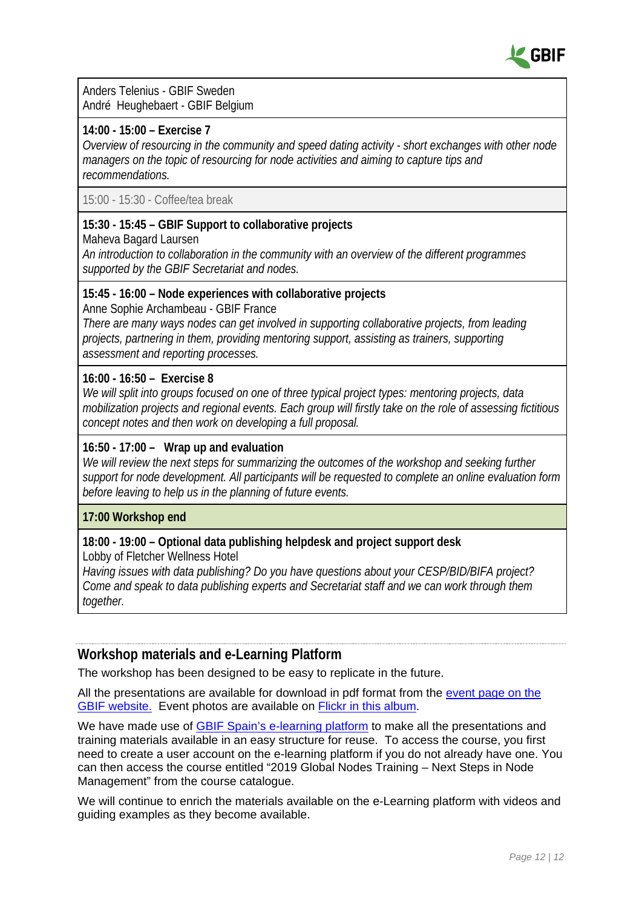Anders Telenius - GBIF Sweden
André Heughebaert - GBIF Belgium

**14:00 - 15:00 – Exercise 7**
*Overview of resourcing in the community and speed dating activity - short exchanges with other node managers on the topic of resourcing for node activities and aiming to capture tips and recommendations.*

15:00 - 15:30 - Coffee/tea break

**15:30 - 15:45 – GBIF Support to collaborative projects**
Maheva Bagard Laursen
*An introduction to collaboration in the community with an overview of the different programmes supported by the GBIF Secretariat and nodes.*

**15:45 - 16:00 – Node experiences with collaborative projects**
Anne Sophie Archambeau - GBIF France
*There are many ways nodes can get involved in supporting collaborative projects, from leading projects, partnering in them, providing mentoring support, assisting as trainers, supporting assessment and reporting processes.*

**16:00 - 16:50 – Exercise 8**
*We will split into groups focused on one of three typical project types: mentoring projects, data mobilization projects and regional events. Each group will firstly take on the role of assessing fictitious concept notes and then work on developing a full proposal.*

**16:50 - 17:00 – Wrap up and evaluation**
*We will review the next steps for summarizing the outcomes of the workshop and seeking further support for node development. All participants will be requested to complete an online evaluation form before leaving to help us in the planning of future events.*

**17:00 Workshop end**

**18:00 - 19:00 – Optional data publishing helpdesk and project support desk**
Lobby of Fletcher Wellness Hotel
*Having issues with data publishing? Do you have questions about your CESP/BID/BIFA project? Come and speak to data publishing experts and Secretariat staff and we can work through them together.*

## Workshop materials and e-Learning Platform

The workshop has been designed to be easy to replicate in the future.

All the presentations are available for download in pdf format from the event page on the GBIF website. Event photos are available on Flickr in this album.

We have made use of GBIF Spain's e-learning platform to make all the presentations and training materials available in an easy structure for reuse. To access the course, you first need to create a user account on the e-learning platform if you do not already have one. You can then access the course entitled "2019 Global Nodes Training – Next Steps in Node Management" from the course catalogue.

We will continue to enrich the materials available on the e-Learning platform with videos and guiding examples as they become available.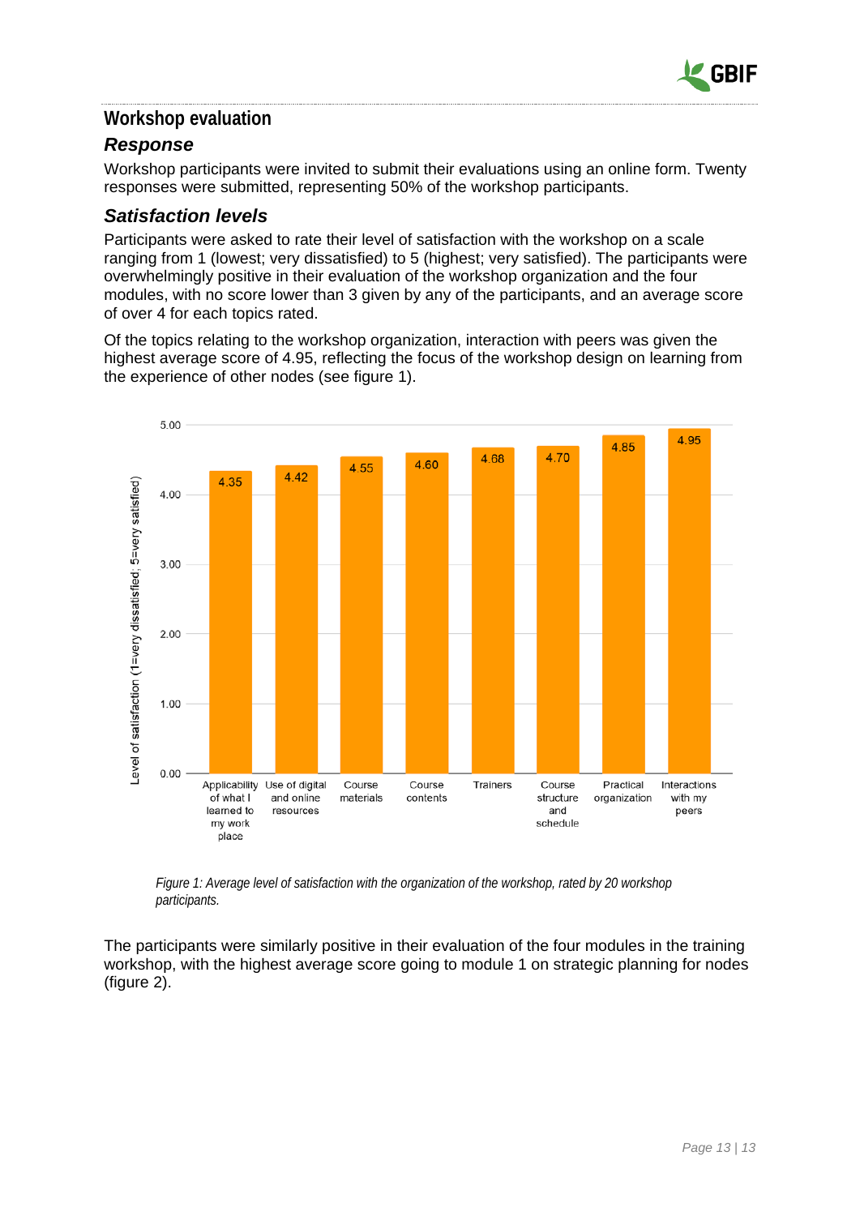## Workshop evaluation

### *Response*

Workshop participants were invited to submit their evaluations using an online form. Twenty responses were submitted, representing 50% of the workshop participants.

### *Satisfaction levels*

Participants were asked to rate their level of satisfaction with the workshop on a scale ranging from 1 (lowest; very dissatisfied) to 5 (highest; very satisfied). The participants were overwhelmingly positive in their evaluation of the workshop organization and the four modules, with no score lower than 3 given by any of the participants, and an average score of over 4 for each topics rated.

Of the topics relating to the workshop organization, interaction with peers was given the highest average score of 4.95, reflecting the focus of the workshop design on learning from the experience of other nodes (see figure 1).

| Topic | Level of satisfaction (1=very dissatisfied; 5=very satisfied) |
|---|---|
| Applicability of what I learned to my work place | 4.35 |
| Use of digital and online resources | 4.42 |
| Course materials | 4.55 |
| Course contents | 4.60 |
| Trainers | 4.68 |
| Course structure and schedule | 4.70 |
| Practical organization | 4.85 |
| Interactions with my peers | 4.95 |

*Figure 1: Average level of satisfaction with the organization of the workshop, rated by 20 workshop participants.*

The participants were similarly positive in their evaluation of the four modules in the training workshop, with the highest average score going to module 1 on strategic planning for nodes (figure 2).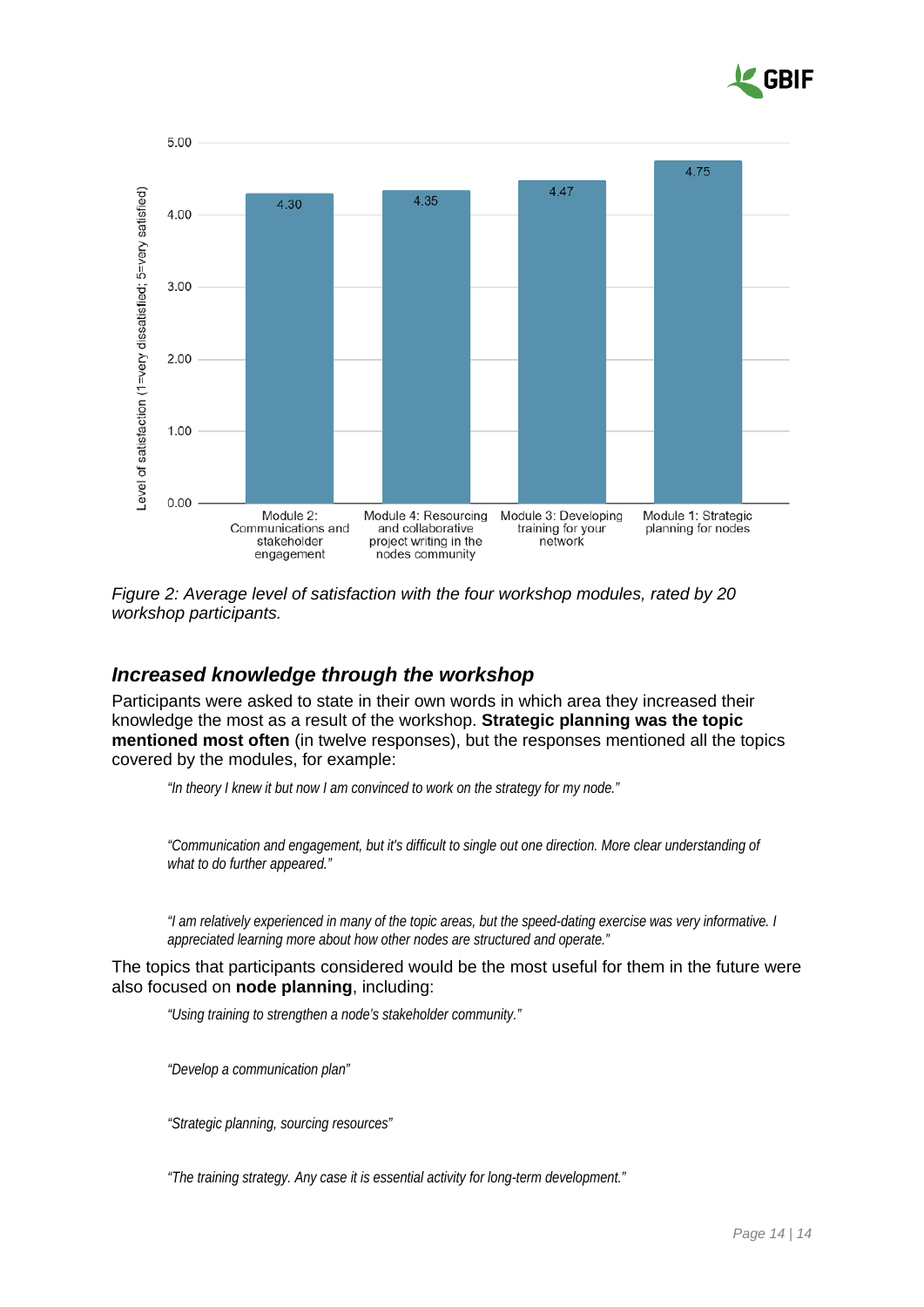*Figure 2: Average level of satisfaction with the four workshop modules, rated by 20 workshop participants.*

## *Increased knowledge through the workshop*

Participants were asked to state in their own words in which area they increased their knowledge the most as a result of the workshop. **Strategic planning was the topic mentioned most often** (in twelve responses), but the responses mentioned all the topics covered by the modules, for example:

> *"In theory I knew it but now I am convinced to work on the strategy for my node."*

> *"Communication and engagement, but it's difficult to single out one direction. More clear understanding of what to do further appeared."*

> *"I am relatively experienced in many of the topic areas, but the speed-dating exercise was very informative. I appreciated learning more about how other nodes are structured and operate."*

The topics that participants considered would be the most useful for them in the future were also focused on **node planning**, including:

> *"Using training to strengthen a node's stakeholder community."*

> *"Develop a communication plan"*

> *"Strategic planning, sourcing resources"*

> *"The training strategy. Any case it is essential activity for long-term development."*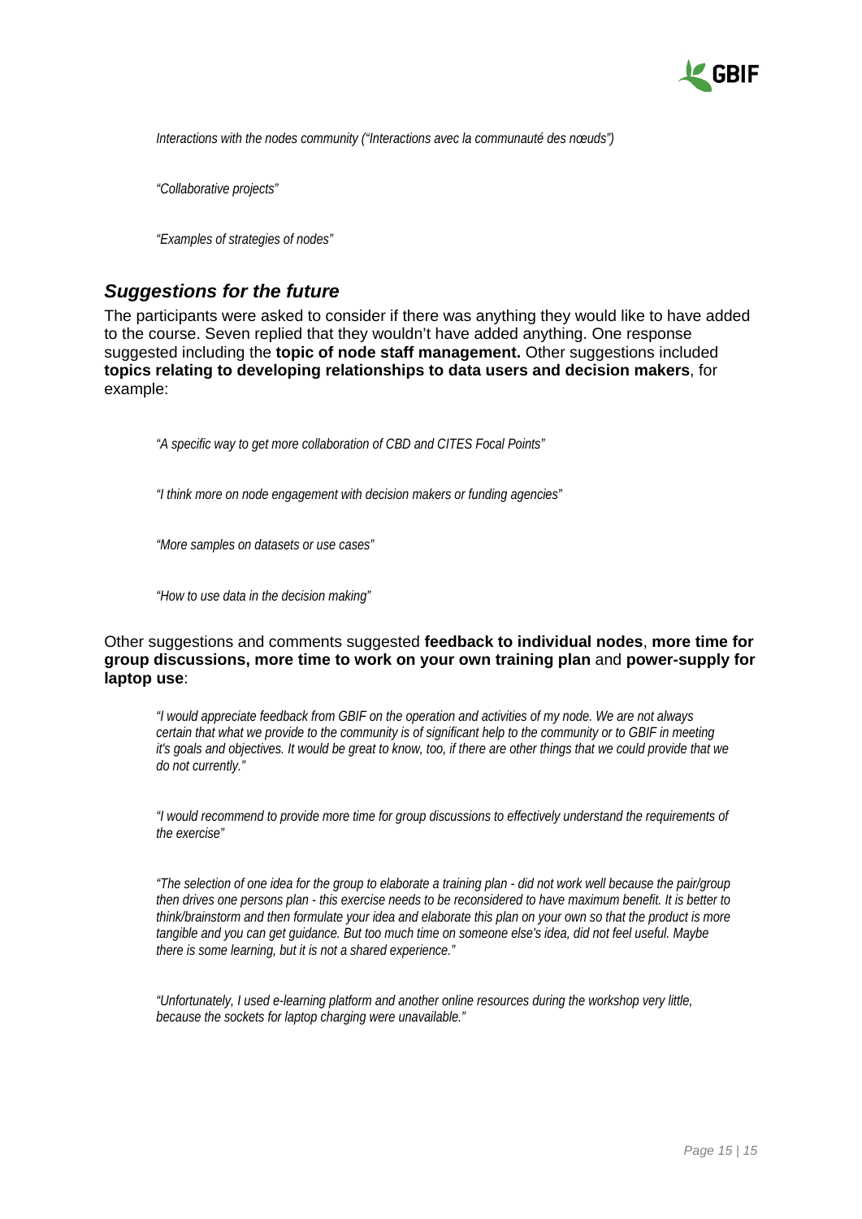*Interactions with the nodes community ("Interactions avec la communauté des nœuds")*

*"Collaborative projects"*

*"Examples of strategies of nodes"*

## *Suggestions for the future*

The participants were asked to consider if there was anything they would like to have added to the course. Seven replied that they wouldn't have added anything. One response suggested including the **topic of node staff management.** Other suggestions included **topics relating to developing relationships to data users and decision makers**, for example:

> *"A specific way to get more collaboration of CBD and CITES Focal Points"*

> *"I think more on node engagement with decision makers or funding agencies"*

> *"More samples on datasets or use cases"*

> *"How to use data in the decision making"*

Other suggestions and comments suggested **feedback to individual nodes**, **more time for group discussions, more time to work on your own training plan** and **power-supply for laptop use**:

> *"I would appreciate feedback from GBIF on the operation and activities of my node. We are not always certain that what we provide to the community is of significant help to the community or to GBIF in meeting it's goals and objectives. It would be great to know, too, if there are other things that we could provide that we do not currently."*

> *"I would recommend to provide more time for group discussions to effectively understand the requirements of the exercise"*

> *"The selection of one idea for the group to elaborate a training plan - did not work well because the pair/group then drives one persons plan - this exercise needs to be reconsidered to have maximum benefit. It is better to think/brainstorm and then formulate your idea and elaborate this plan on your own so that the product is more tangible and you can get guidance. But too much time on someone else's idea, did not feel useful. Maybe there is some learning, but it is not a shared experience."*

> *"Unfortunately, I used e-learning platform and another online resources during the workshop very little, because the sockets for laptop charging were unavailable."*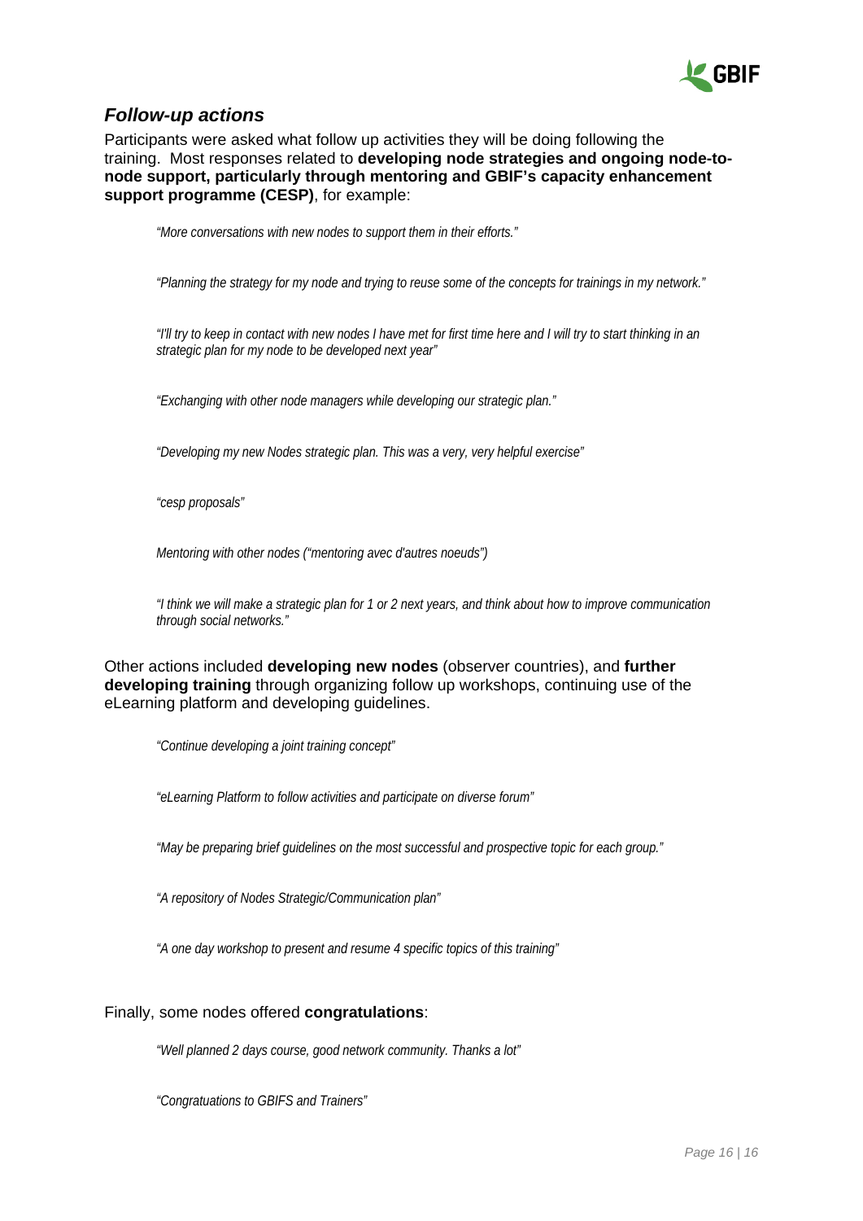## *Follow-up actions*

Participants were asked what follow up activities they will be doing following the training. Most responses related to **developing node strategies and ongoing node-to-node support, particularly through mentoring and GBIF's capacity enhancement support programme (CESP)**, for example:

> *"More conversations with new nodes to support them in their efforts."*

> *"Planning the strategy for my node and trying to reuse some of the concepts for trainings in my network."*

> *"I'll try to keep in contact with new nodes I have met for first time here and I will try to start thinking in an strategic plan for my node to be developed next year"*

> *"Exchanging with other node managers while developing our strategic plan."*

> *"Developing my new Nodes strategic plan. This was a very, very helpful exercise"*

> *"cesp proposals"*

> *Mentoring with other nodes ("mentoring avec d'autres noeuds")*

> *"I think we will make a strategic plan for 1 or 2 next years, and think about how to improve communication through social networks."*

Other actions included **developing new nodes** (observer countries), and **further developing training** through organizing follow up workshops, continuing use of the eLearning platform and developing guidelines.

> *"Continue developing a joint training concept"*

> *"eLearning Platform to follow activities and participate on diverse forum"*

> *"May be preparing brief guidelines on the most successful and prospective topic for each group."*

> *"A repository of Nodes Strategic/Communication plan"*

> *"A one day workshop to present and resume 4 specific topics of this training"*

Finally, some nodes offered **congratulations**:

> *"Well planned 2 days course, good network community. Thanks a lot"*

> *"Congratuations to GBIFS and Trainers"*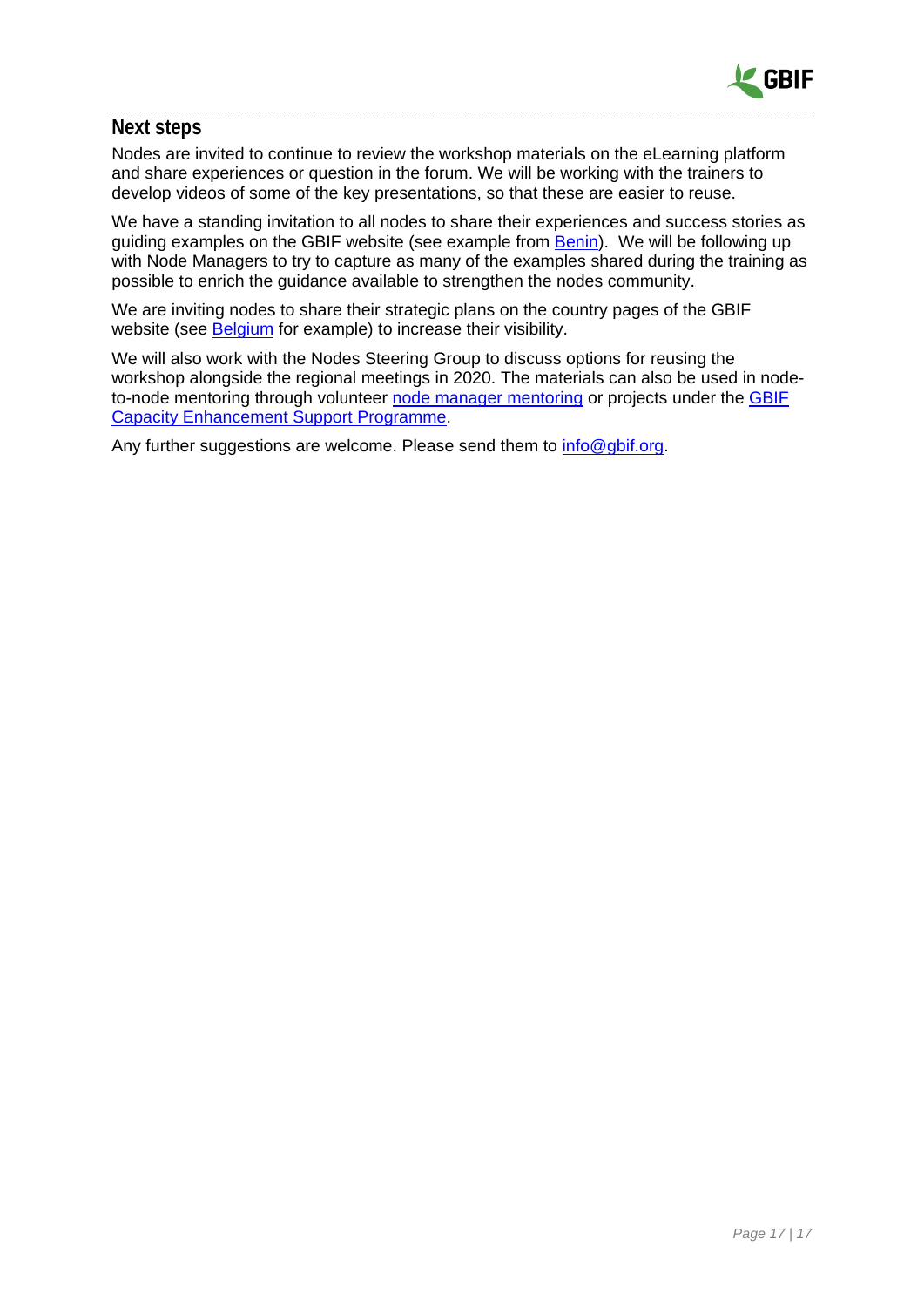## Next steps

Nodes are invited to continue to review the workshop materials on the eLearning platform and share experiences or question in the forum. We will be working with the trainers to develop videos of some of the key presentations, so that these are easier to reuse.

We have a standing invitation to all nodes to share their experiences and success stories as guiding examples on the GBIF website (see example from Benin). We will be following up with Node Managers to try to capture as many of the examples shared during the training as possible to enrich the guidance available to strengthen the nodes community.

We are inviting nodes to share their strategic plans on the country pages of the GBIF website (see Belgium for example) to increase their visibility.

We will also work with the Nodes Steering Group to discuss options for reusing the workshop alongside the regional meetings in 2020. The materials can also be used in node-to-node mentoring through volunteer node manager mentoring or projects under the GBIF Capacity Enhancement Support Programme.

Any further suggestions are welcome. Please send them to info@gbif.org.